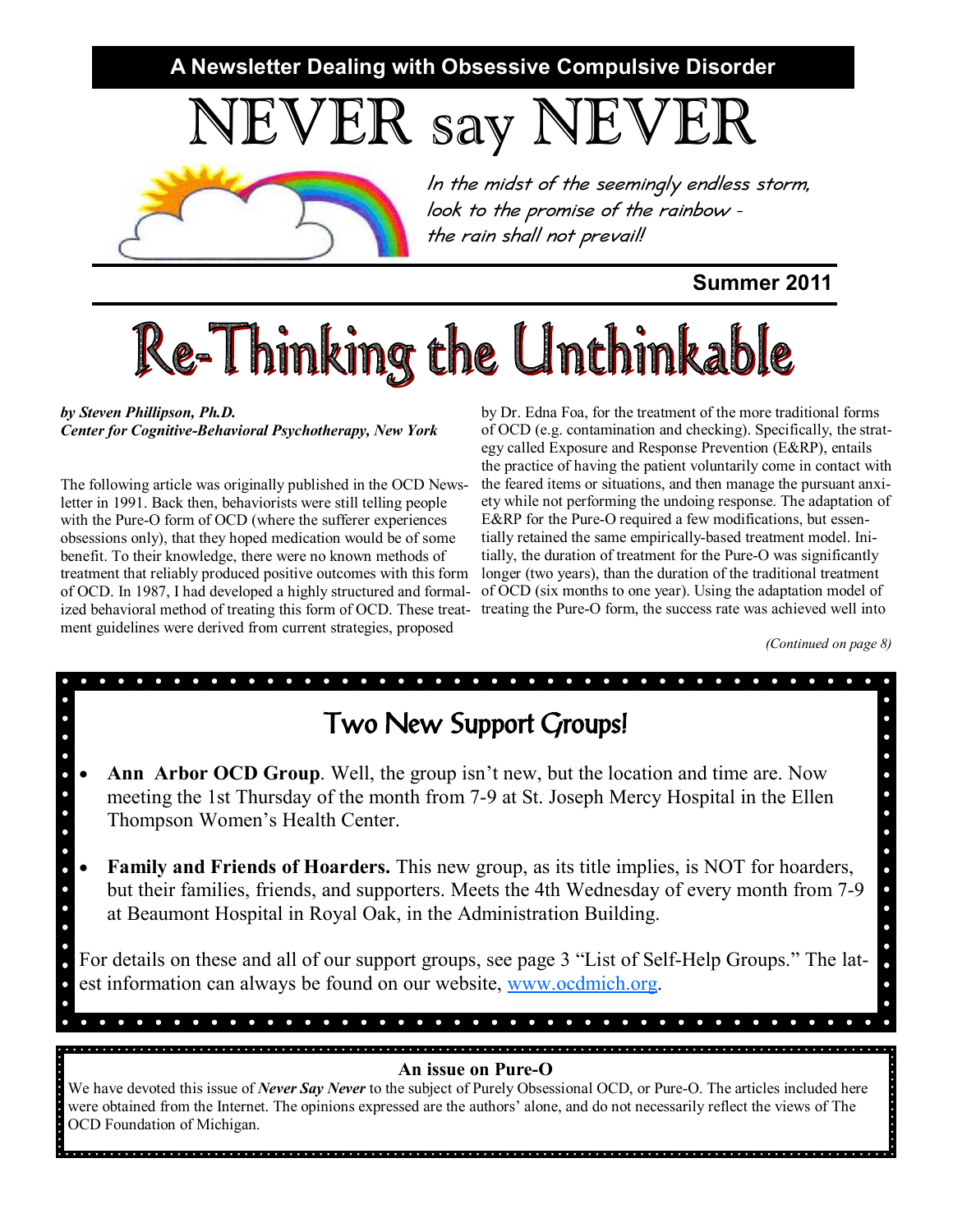A Newsletter Dealing with Obsessive Compulsive Disorder

# NEVER say NEVER

*In the midst of the seemingly endless storm, look to the promise of the rainbow - the rain shall not prevail!*

**Summer 2011**

# Re-Thinking the Unthinkable

***by Steven Phillipson, Ph.D.***
***Center for Cognitive-Behavioral Psychotherapy, New York***

The following article was originally published in the OCD Newsletter in 1991. Back then, behaviorists were still telling people with the Pure-O form of OCD (where the sufferer experiences obsessions only), that they hoped medication would be of some benefit. To their knowledge, there were no known methods of treatment that reliably produced positive outcomes with this form of OCD. In 1987, I had developed a highly structured and formalized behavioral method of treating this form of OCD. These treatment guidelines were derived from current strategies, proposed by Dr. Edna Foa, for the treatment of the more traditional forms of OCD (e.g. contamination and checking). Specifically, the strategy called Exposure and Response Prevention (E&RP), entails the practice of having the patient voluntarily come in contact with the feared items or situations, and then manage the pursuant anxiety while not performing the undoing response. The adaptation of E&RP for the Pure-O required a few modifications, but essentially retained the same empirically-based treatment model. Initially, the duration of treatment for the Pure-O was significantly longer (two years), than the duration of the traditional treatment of OCD (six months to one year). Using the adaptation model of treating the Pure-O form, the success rate was achieved well into

*(Continued on page 8)*

## Two New Support Groups!

- **Ann Arbor OCD Group**. Well, the group isn't new, but the location and time are. Now meeting the 1st Thursday of the month from 7-9 at St. Joseph Mercy Hospital in the Ellen Thompson Women's Health Center.
- **Family and Friends of Hoarders.** This new group, as its title implies, is NOT for hoarders, but their families, friends, and supporters. Meets the 4th Wednesday of every month from 7-9 at Beaumont Hospital in Royal Oak, in the Administration Building.

For details on these and all of our support groups, see page 3 "List of Self-Help Groups." The latest information can always be found on our website, www.ocdmich.org.

**An issue on Pure-O**

We have devoted this issue of ***Never Say Never*** to the subject of Purely Obsessional OCD, or Pure-O. The articles included here were obtained from the Internet. The opinions expressed are the authors' alone, and do not necessarily reflect the views of The OCD Foundation of Michigan.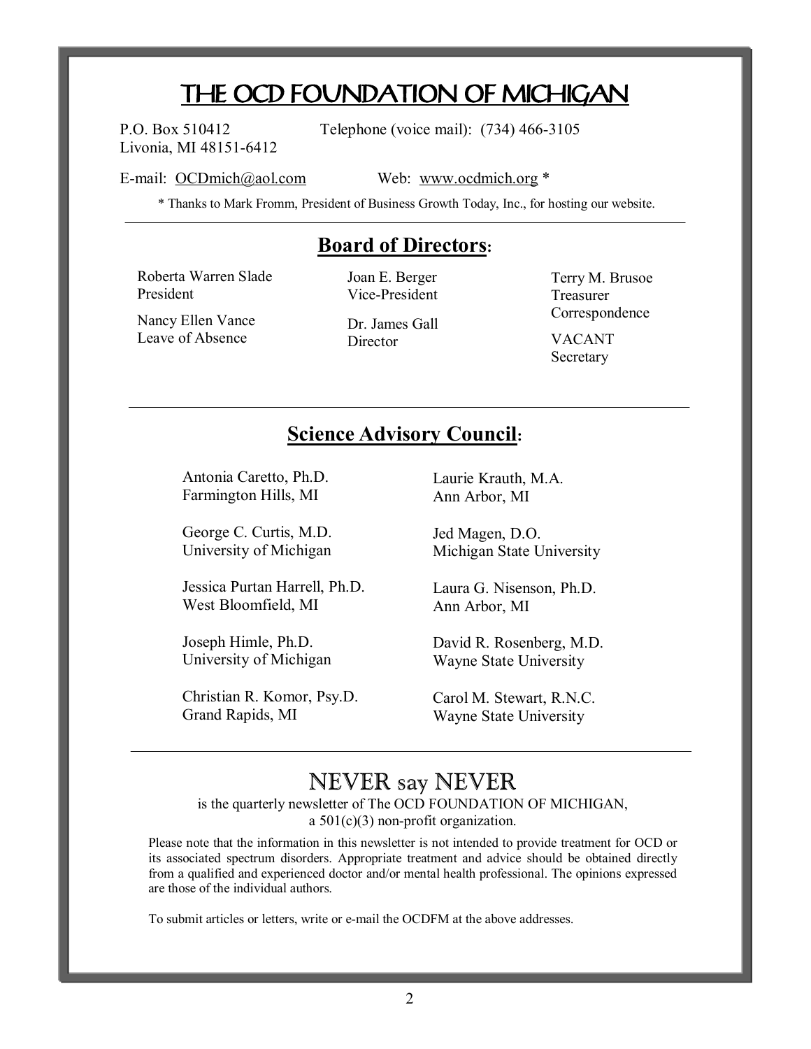# THE OCD FOUNDATION OF MICHIGAN

P.O. Box 510412
Livonia, MI 48151-6412

Telephone (voice mail): (734) 466-3105

E-mail: OCDmich@aol.com

Web: www.ocdmich.org *

* Thanks to Mark Fromm, President of Business Growth Today, Inc., for hosting our website.

---

## Board of Directors:

Roberta Warren Slade
President

Nancy Ellen Vance
Leave of Absence

Joan E. Berger
Vice-President

Dr. James Gall
Director

Terry M. Brusoe
Treasurer
Correspondence

VACANT
Secretary

---

## Science Advisory Council:

Antonia Caretto, Ph.D.
Farmington Hills, MI

George C. Curtis, M.D.
University of Michigan

Jessica Purtan Harrell, Ph.D.
West Bloomfield, MI

Joseph Himle, Ph.D.
University of Michigan

Christian R. Komor, Psy.D.
Grand Rapids, MI

Laurie Krauth, M.A.
Ann Arbor, MI

Jed Magen, D.O.
Michigan State University

Laura G. Nisenson, Ph.D.
Ann Arbor, MI

David R. Rosenberg, M.D.
Wayne State University

Carol M. Stewart, R.N.C.
Wayne State University

---

## NEVER say NEVER

is the quarterly newsletter of The OCD FOUNDATION OF MICHIGAN,
a 501(c)(3) non-profit organization.

Please note that the information in this newsletter is not intended to provide treatment for OCD or its associated spectrum disorders. Appropriate treatment and advice should be obtained directly from a qualified and experienced doctor and/or mental health professional. The opinions expressed are those of the individual authors.

To submit articles or letters, write or e-mail the OCDFM at the above addresses.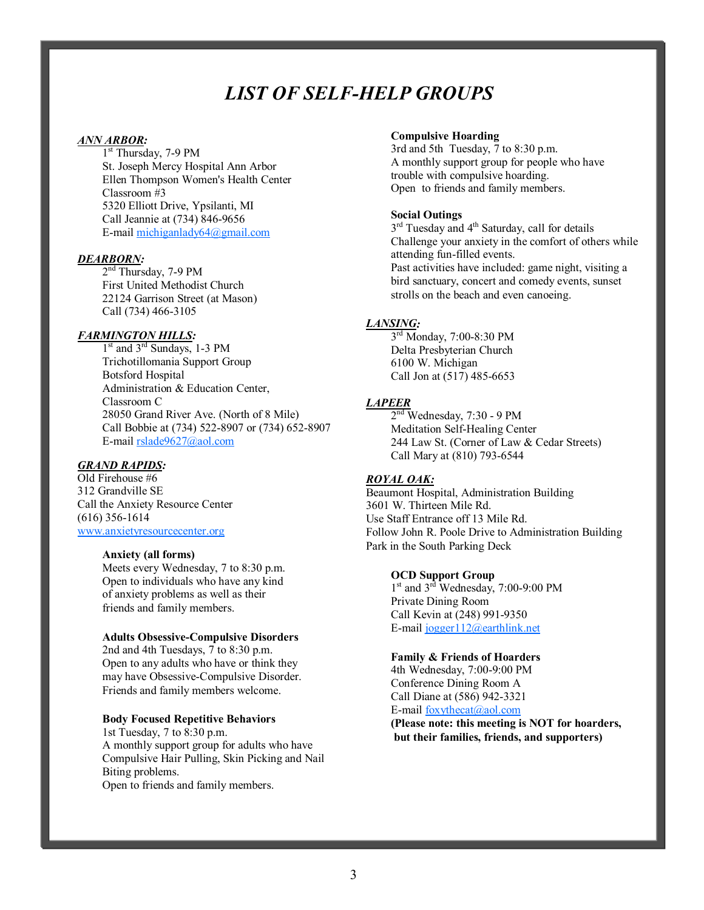# *LIST OF SELF-HELP GROUPS*

***ANN ARBOR:***

1st Thursday, 7-9 PM
St. Joseph Mercy Hospital Ann Arbor
Ellen Thompson Women's Health Center
Classroom #3
5320 Elliott Drive, Ypsilanti, MI
Call Jeannie at (734) 846-9656
E-mail michiganlady64@gmail.com

***DEARBORN:***

2nd Thursday, 7-9 PM
First United Methodist Church
22124 Garrison Street (at Mason)
Call (734) 466-3105

***FARMINGTON HILLS:***

1st and 3rd Sundays, 1-3 PM
Trichotillomania Support Group
Botsford Hospital
Administration & Education Center,
Classroom C
28050 Grand River Ave. (North of 8 Mile)
Call Bobbie at (734) 522-8907 or (734) 652-8907
E-mail rslade9627@aol.com

***GRAND RAPIDS:***

Old Firehouse #6
312 Grandville SE
Call the Anxiety Resource Center
(616) 356-1614
www.anxietyresourcecenter.org

**Anxiety (all forms)**
Meets every Wednesday, 7 to 8:30 p.m.
Open to individuals who have any kind of anxiety problems as well as their friends and family members.

**Adults Obsessive-Compulsive Disorders**
2nd and 4th Tuesdays, 7 to 8:30 p.m.
Open to any adults who have or think they may have Obsessive-Compulsive Disorder.
Friends and family members welcome.

**Body Focused Repetitive Behaviors**
1st Tuesday, 7 to 8:30 p.m.
A monthly support group for adults who have Compulsive Hair Pulling, Skin Picking and Nail Biting problems.
Open to friends and family members.

**Compulsive Hoarding**
3rd and 5th Tuesday, 7 to 8:30 p.m.
A monthly support group for people who have trouble with compulsive hoarding.
Open to friends and family members.

**Social Outings**
3rd Tuesday and 4th Saturday, call for details
Challenge your anxiety in the comfort of others while attending fun-filled events.
Past activities have included: game night, visiting a bird sanctuary, concert and comedy events, sunset strolls on the beach and even canoeing.

***LANSING:***

3rd Monday, 7:00-8:30 PM
Delta Presbyterian Church
6100 W. Michigan
Call Jon at (517) 485-6653

***LAPEER***

2nd Wednesday, 7:30 - 9 PM
Meditation Self-Healing Center
244 Law St. (Corner of Law & Cedar Streets)
Call Mary at (810) 793-6544

***ROYAL OAK:***

Beaumont Hospital, Administration Building
3601 W. Thirteen Mile Rd.
Use Staff Entrance off 13 Mile Rd.
Follow John R. Poole Drive to Administration Building
Park in the South Parking Deck

**OCD Support Group**
1st and 3rd Wednesday, 7:00-9:00 PM
Private Dining Room
Call Kevin at (248) 991-9350
E-mail jogger112@earthlink.net

**Family & Friends of Hoarders**
4th Wednesday, 7:00-9:00 PM
Conference Dining Room A
Call Diane at (586) 942-3321
E-mail foxythecat@aol.com
**(Please note: this meeting is NOT for hoarders, but their families, friends, and supporters)**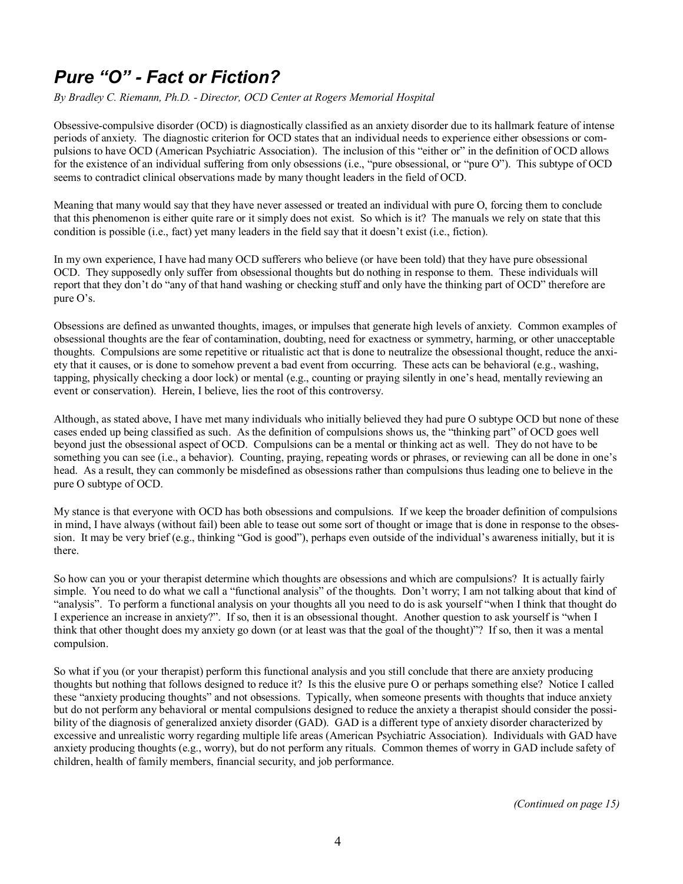# *Pure "O" - Fact or Fiction?*

*By Bradley C. Riemann, Ph.D. - Director, OCD Center at Rogers Memorial Hospital*

Obsessive-compulsive disorder (OCD) is diagnostically classified as an anxiety disorder due to its hallmark feature of intense periods of anxiety. The diagnostic criterion for OCD states that an individual needs to experience either obsessions or compulsions to have OCD (American Psychiatric Association). The inclusion of this "either or" in the definition of OCD allows for the existence of an individual suffering from only obsessions (i.e., "pure obsessional, or "pure O"). This subtype of OCD seems to contradict clinical observations made by many thought leaders in the field of OCD.

Meaning that many would say that they have never assessed or treated an individual with pure O, forcing them to conclude that this phenomenon is either quite rare or it simply does not exist. So which is it? The manuals we rely on state that this condition is possible (i.e., fact) yet many leaders in the field say that it doesn't exist (i.e., fiction).

In my own experience, I have had many OCD sufferers who believe (or have been told) that they have pure obsessional OCD. They supposedly only suffer from obsessional thoughts but do nothing in response to them. These individuals will report that they don't do "any of that hand washing or checking stuff and only have the thinking part of OCD" therefore are pure O's.

Obsessions are defined as unwanted thoughts, images, or impulses that generate high levels of anxiety. Common examples of obsessional thoughts are the fear of contamination, doubting, need for exactness or symmetry, harming, or other unacceptable thoughts. Compulsions are some repetitive or ritualistic act that is done to neutralize the obsessional thought, reduce the anxiety that it causes, or is done to somehow prevent a bad event from occurring. These acts can be behavioral (e.g., washing, tapping, physically checking a door lock) or mental (e.g., counting or praying silently in one's head, mentally reviewing an event or conservation). Herein, I believe, lies the root of this controversy.

Although, as stated above, I have met many individuals who initially believed they had pure O subtype OCD but none of these cases ended up being classified as such. As the definition of compulsions shows us, the "thinking part" of OCD goes well beyond just the obsessional aspect of OCD. Compulsions can be a mental or thinking act as well. They do not have to be something you can see (i.e., a behavior). Counting, praying, repeating words or phrases, or reviewing can all be done in one's head. As a result, they can commonly be misdefined as obsessions rather than compulsions thus leading one to believe in the pure O subtype of OCD.

My stance is that everyone with OCD has both obsessions and compulsions. If we keep the broader definition of compulsions in mind, I have always (without fail) been able to tease out some sort of thought or image that is done in response to the obsession. It may be very brief (e.g., thinking "God is good"), perhaps even outside of the individual's awareness initially, but it is there.

So how can you or your therapist determine which thoughts are obsessions and which are compulsions? It is actually fairly simple. You need to do what we call a "functional analysis" of the thoughts. Don't worry; I am not talking about that kind of "analysis". To perform a functional analysis on your thoughts all you need to do is ask yourself "when I think that thought do I experience an increase in anxiety?". If so, then it is an obsessional thought. Another question to ask yourself is "when I think that other thought does my anxiety go down (or at least was that the goal of the thought)"? If so, then it was a mental compulsion.

So what if you (or your therapist) perform this functional analysis and you still conclude that there are anxiety producing thoughts but nothing that follows designed to reduce it? Is this the elusive pure O or perhaps something else? Notice I called these "anxiety producing thoughts" and not obsessions. Typically, when someone presents with thoughts that induce anxiety but do not perform any behavioral or mental compulsions designed to reduce the anxiety a therapist should consider the possibility of the diagnosis of generalized anxiety disorder (GAD). GAD is a different type of anxiety disorder characterized by excessive and unrealistic worry regarding multiple life areas (American Psychiatric Association). Individuals with GAD have anxiety producing thoughts (e.g., worry), but do not perform any rituals. Common themes of worry in GAD include safety of children, health of family members, financial security, and job performance.

*(Continued on page 15)*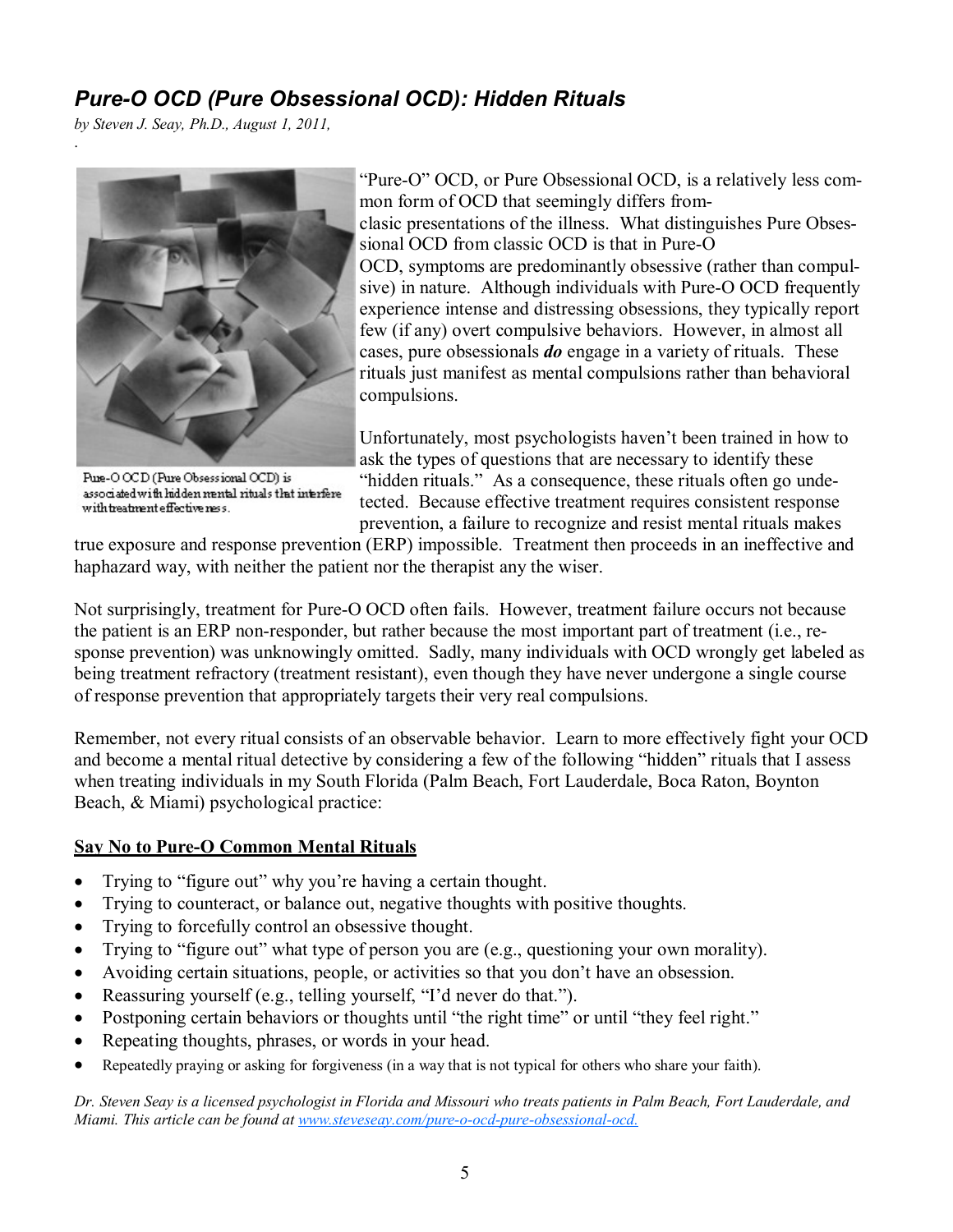## *Pure-O OCD (Pure Obsessional OCD): Hidden Rituals*

*by Steven J. Seay, Ph.D., August 1, 2011,*

Pure-O OCD (Pure Obsessional OCD) is associated with hidden mental rituals that interfere with treatment effectiveness.

"Pure-O" OCD, or Pure Obsessional OCD, is a relatively less common form of OCD that seemingly differs from clasic presentations of the illness. What distinguishes Pure Obsessional OCD from classic OCD is that in Pure-O OCD, symptoms are predominantly obsessive (rather than compulsive) in nature. Although individuals with Pure-O OCD frequently experience intense and distressing obsessions, they typically report few (if any) overt compulsive behaviors. However, in almost all cases, pure obsessionals ***do*** engage in a variety of rituals. These rituals just manifest as mental compulsions rather than behavioral compulsions.

Unfortunately, most psychologists haven't been trained in how to ask the types of questions that are necessary to identify these "hidden rituals." As a consequence, these rituals often go undetected. Because effective treatment requires consistent response prevention, a failure to recognize and resist mental rituals makes true exposure and response prevention (ERP) impossible. Treatment then proceeds in an ineffective and haphazard way, with neither the patient nor the therapist any the wiser.

Not surprisingly, treatment for Pure-O OCD often fails. However, treatment failure occurs not because the patient is an ERP non-responder, but rather because the most important part of treatment (i.e., response prevention) was unknowingly omitted. Sadly, many individuals with OCD wrongly get labeled as being treatment refractory (treatment resistant), even though they have never undergone a single course of response prevention that appropriately targets their very real compulsions.

Remember, not every ritual consists of an observable behavior. Learn to more effectively fight your OCD and become a mental ritual detective by considering a few of the following "hidden" rituals that I assess when treating individuals in my South Florida (Palm Beach, Fort Lauderdale, Boca Raton, Boynton Beach, & Miami) psychological practice:

**<u>Say No to Pure-O Common Mental Rituals</u>**

- Trying to "figure out" why you're having a certain thought.
- Trying to counteract, or balance out, negative thoughts with positive thoughts.
- Trying to forcefully control an obsessive thought.
- Trying to "figure out" what type of person you are (e.g., questioning your own morality).
- Avoiding certain situations, people, or activities so that you don't have an obsession.
- Reassuring yourself (e.g., telling yourself, "I'd never do that.").
- Postponing certain behaviors or thoughts until "the right time" or until "they feel right."
- Repeating thoughts, phrases, or words in your head.
- Repeatedly praying or asking for forgiveness (in a way that is not typical for others who share your faith).

*Dr. Steven Seay is a licensed psychologist in Florida and Missouri who treats patients in Palm Beach, Fort Lauderdale, and Miami. This article can be found at [www.steveseay.com/pure-o-ocd-pure-obsessional-ocd.](http://www.steveseay.com/pure-o-ocd-pure-obsessional-ocd)*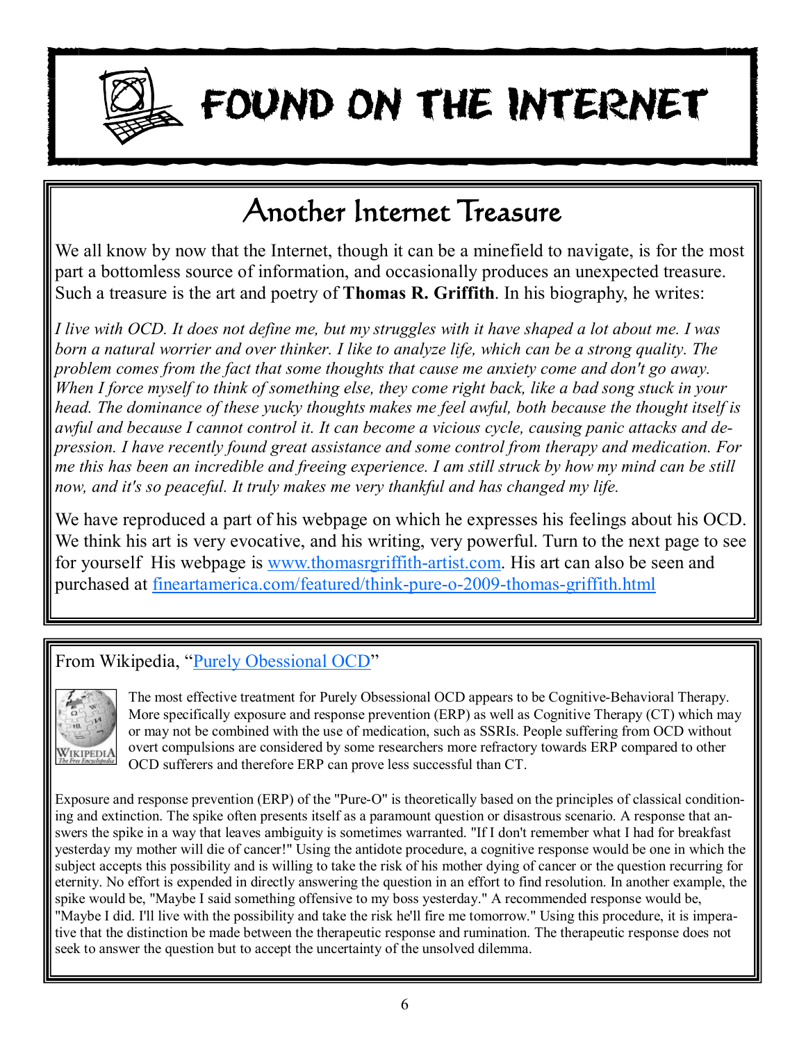# FOUND ON THE INTERNET

## Another Internet Treasure

We all know by now that the Internet, though it can be a minefield to navigate, is for the most part a bottomless source of information, and occasionally produces an unexpected treasure. Such a treasure is the art and poetry of **Thomas R. Griffith**. In his biography, he writes:

*I live with OCD. It does not define me, but my struggles with it have shaped a lot about me. I was born a natural worrier and over thinker. I like to analyze life, which can be a strong quality. The problem comes from the fact that some thoughts that cause me anxiety come and don't go away. When I force myself to think of something else, they come right back, like a bad song stuck in your head. The dominance of these yucky thoughts makes me feel awful, both because the thought itself is awful and because I cannot control it. It can become a vicious cycle, causing panic attacks and depression. I have recently found great assistance and some control from therapy and medication. For me this has been an incredible and freeing experience. I am still struck by how my mind can be still now, and it's so peaceful. It truly makes me very thankful and has changed my life.*

We have reproduced a part of his webpage on which he expresses his feelings about his OCD. We think his art is very evocative, and his writing, very powerful. Turn to the next page to see for yourself His webpage is www.thomasrgriffith-artist.com. His art can also be seen and purchased at fineartamerica.com/featured/think-pure-o-2009-thomas-griffith.html

From Wikipedia, "Purely Obsessional OCD"

The most effective treatment for Purely Obsessional OCD appears to be Cognitive-Behavioral Therapy. More specifically exposure and response prevention (ERP) as well as Cognitive Therapy (CT) which may or may not be combined with the use of medication, such as SSRIs. People suffering from OCD without overt compulsions are considered by some researchers more refractory towards ERP compared to other OCD sufferers and therefore ERP can prove less successful than CT.

Exposure and response prevention (ERP) of the "Pure-O" is theoretically based on the principles of classical conditioning and extinction. The spike often presents itself as a paramount question or disastrous scenario. A response that answers the spike in a way that leaves ambiguity is sometimes warranted. "If I don't remember what I had for breakfast yesterday my mother will die of cancer!" Using the antidote procedure, a cognitive response would be one in which the subject accepts this possibility and is willing to take the risk of his mother dying of cancer or the question recurring for eternity. No effort is expended in directly answering the question in an effort to find resolution. In another example, the spike would be, "Maybe I said something offensive to my boss yesterday." A recommended response would be, "Maybe I did. I'll live with the possibility and take the risk he'll fire me tomorrow." Using this procedure, it is imperative that the distinction be made between the therapeutic response and rumination. The therapeutic response does not seek to answer the question but to accept the uncertainty of the unsolved dilemma.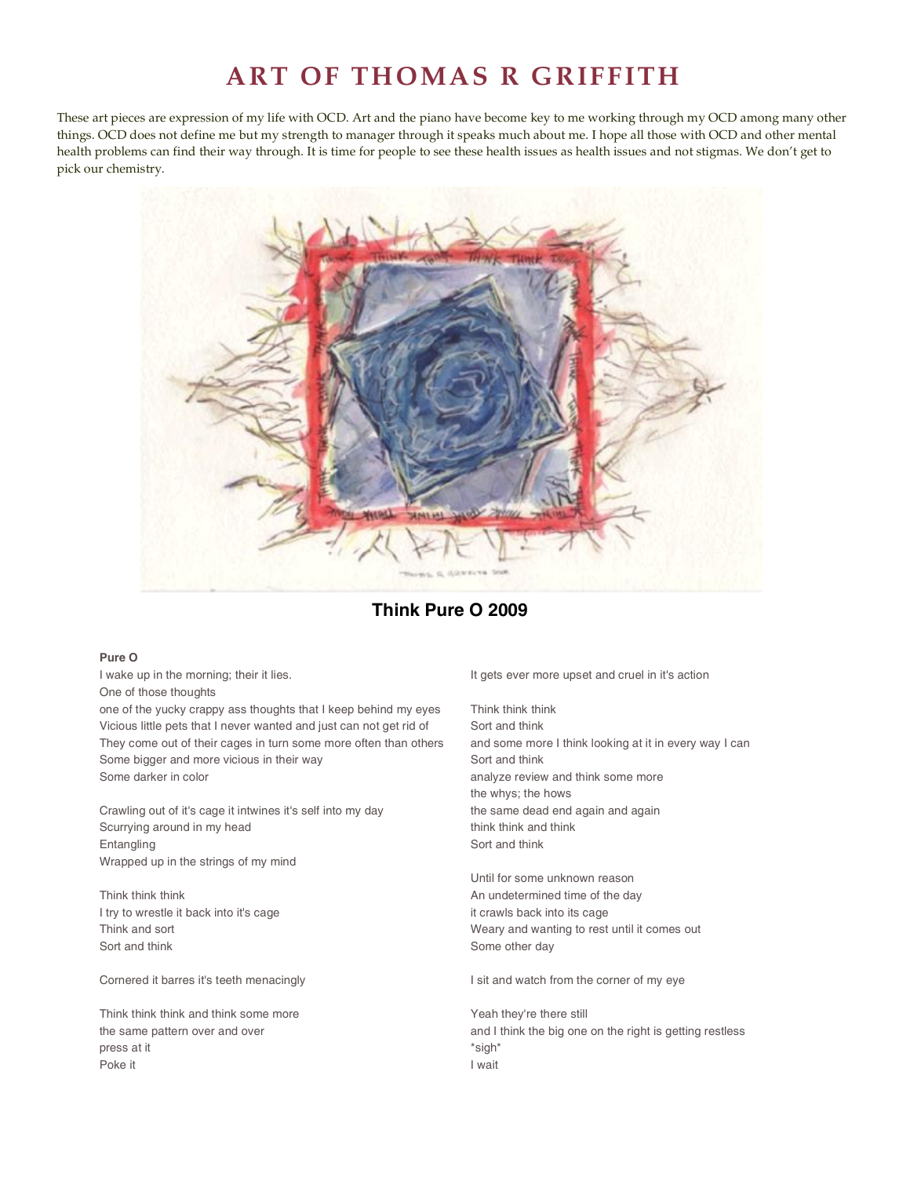# ART OF THOMAS R GRIFFITH

These art pieces are expression of my life with OCD. Art and the piano have become key to me working through my OCD among many other things. OCD does not define me but my strength to manager through it speaks much about me. I hope all those with OCD and other mental health problems can find their way through. It is time for people to see these health issues as health issues and not stigmas. We don't get to pick our chemistry.

**Think Pure O 2009**

**Pure O**

I wake up in the morning; their it lies.
One of those thoughts
one of the yucky crappy ass thoughts that I keep behind my eyes
Vicious little pets that I never wanted and just can not get rid of
They come out of their cages in turn some more often than others
Some bigger and more vicious in their way
Some darker in color

Crawling out of it's cage it intwines it's self into my day
Scurrying around in my head
Entangling
Wrapped up in the strings of my mind

Think think think
I try to wrestle it back into it's cage
Think and sort
Sort and think

Cornered it barres it's teeth menacingly

Think think think and think some more
the same pattern over and over
press at it
Poke it
It gets ever more upset and cruel in it's action

Think think think
Sort and think
and some more I think looking at it in every way I can
Sort and think
analyze review and think some more
the whys; the hows
the same dead end again and again
think think and think
Sort and think

Until for some unknown reason
An undetermined time of the day
it crawls back into its cage
Weary and wanting to rest until it comes out
Some other day

I sit and watch from the corner of my eye

Yeah they're there still
and I think the big one on the right is getting restless
*sigh*
I wait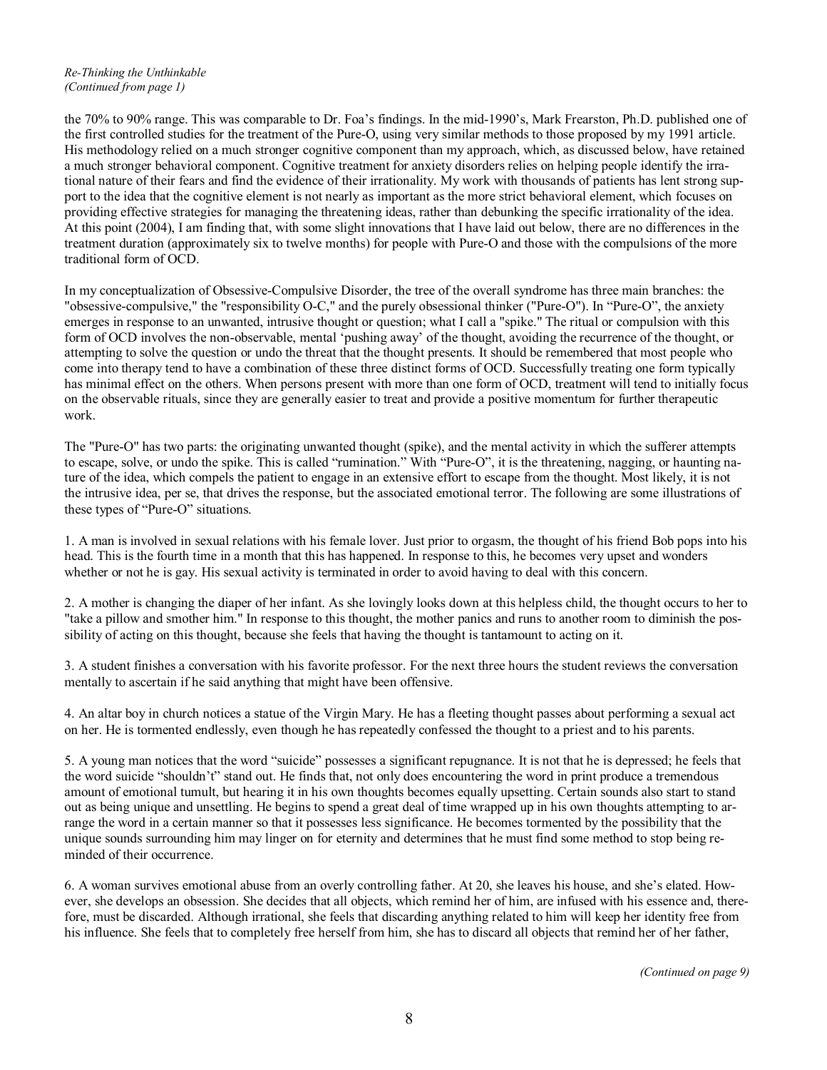*Re-Thinking the Unthinkable*
*(Continued from page 1)*

the 70% to 90% range. This was comparable to Dr. Foa's findings. In the mid-1990's, Mark Frearston, Ph.D. published one of the first controlled studies for the treatment of the Pure-O, using very similar methods to those proposed by my 1991 article. His methodology relied on a much stronger cognitive component than my approach, which, as discussed below, have retained a much stronger behavioral component. Cognitive treatment for anxiety disorders relies on helping people identify the irrational nature of their fears and find the evidence of their irrationality. My work with thousands of patients has lent strong support to the idea that the cognitive element is not nearly as important as the more strict behavioral element, which focuses on providing effective strategies for managing the threatening ideas, rather than debunking the specific irrationality of the idea. At this point (2004), I am finding that, with some slight innovations that I have laid out below, there are no differences in the treatment duration (approximately six to twelve months) for people with Pure-O and those with the compulsions of the more traditional form of OCD.

In my conceptualization of Obsessive-Compulsive Disorder, the tree of the overall syndrome has three main branches: the "obsessive-compulsive," the "responsibility O-C," and the purely obsessional thinker ("Pure-O"). In "Pure-O", the anxiety emerges in response to an unwanted, intrusive thought or question; what I call a "spike." The ritual or compulsion with this form of OCD involves the non-observable, mental 'pushing away' of the thought, avoiding the recurrence of the thought, or attempting to solve the question or undo the threat that the thought presents. It should be remembered that most people who come into therapy tend to have a combination of these three distinct forms of OCD. Successfully treating one form typically has minimal effect on the others. When persons present with more than one form of OCD, treatment will tend to initially focus on the observable rituals, since they are generally easier to treat and provide a positive momentum for further therapeutic work.

The "Pure-O" has two parts: the originating unwanted thought (spike), and the mental activity in which the sufferer attempts to escape, solve, or undo the spike. This is called "rumination." With "Pure-O", it is the threatening, nagging, or haunting nature of the idea, which compels the patient to engage in an extensive effort to escape from the thought. Most likely, it is not the intrusive idea, per se, that drives the response, but the associated emotional terror. The following are some illustrations of these types of "Pure-O" situations.

1. A man is involved in sexual relations with his female lover. Just prior to orgasm, the thought of his friend Bob pops into his head. This is the fourth time in a month that this has happened. In response to this, he becomes very upset and wonders whether or not he is gay. His sexual activity is terminated in order to avoid having to deal with this concern.

2. A mother is changing the diaper of her infant. As she lovingly looks down at this helpless child, the thought occurs to her to "take a pillow and smother him." In response to this thought, the mother panics and runs to another room to diminish the possibility of acting on this thought, because she feels that having the thought is tantamount to acting on it.

3. A student finishes a conversation with his favorite professor. For the next three hours the student reviews the conversation mentally to ascertain if he said anything that might have been offensive.

4. An altar boy in church notices a statue of the Virgin Mary. He has a fleeting thought passes about performing a sexual act on her. He is tormented endlessly, even though he has repeatedly confessed the thought to a priest and to his parents.

5. A young man notices that the word "suicide" possesses a significant repugnance. It is not that he is depressed; he feels that the word suicide "shouldn't" stand out. He finds that, not only does encountering the word in print produce a tremendous amount of emotional tumult, but hearing it in his own thoughts becomes equally upsetting. Certain sounds also start to stand out as being unique and unsettling. He begins to spend a great deal of time wrapped up in his own thoughts attempting to arrange the word in a certain manner so that it possesses less significance. He becomes tormented by the possibility that the unique sounds surrounding him may linger on for eternity and determines that he must find some method to stop being reminded of their occurrence.

6. A woman survives emotional abuse from an overly controlling father. At 20, she leaves his house, and she's elated. However, she develops an obsession. She decides that all objects, which remind her of him, are infused with his essence and, therefore, must be discarded. Although irrational, she feels that discarding anything related to him will keep her identity free from his influence. She feels that to completely free herself from him, she has to discard all objects that remind her of her father,

*(Continued on page 9)*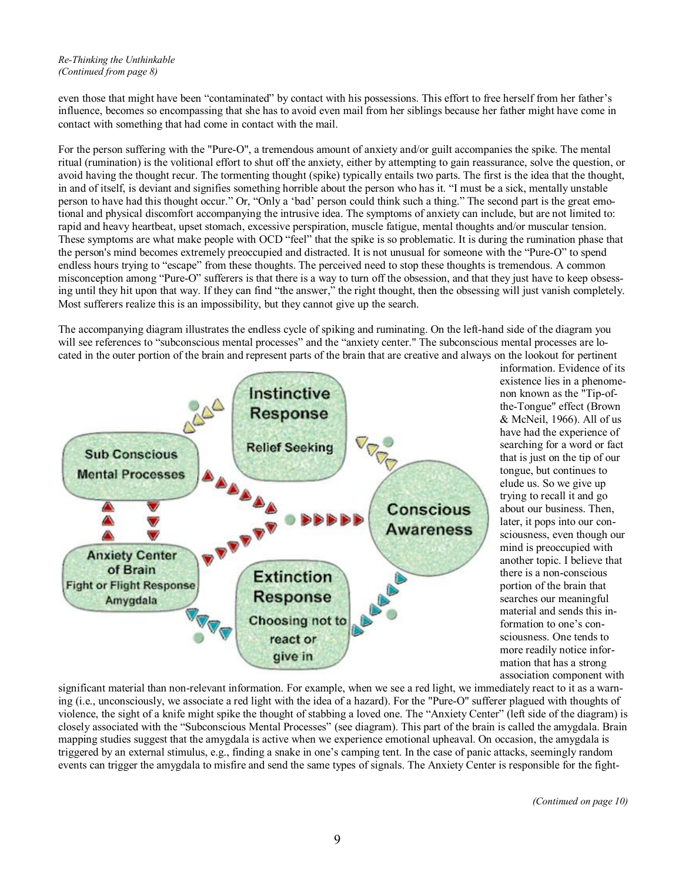*Re-Thinking the Unthinkable*
*(Continued from page 8)*

even those that might have been "contaminated" by contact with his possessions. This effort to free herself from her father's influence, becomes so encompassing that she has to avoid even mail from her siblings because her father might have come in contact with something that had come in contact with the mail.

For the person suffering with the "Pure-O", a tremendous amount of anxiety and/or guilt accompanies the spike. The mental ritual (rumination) is the volitional effort to shut off the anxiety, either by attempting to gain reassurance, solve the question, or avoid having the thought recur. The tormenting thought (spike) typically entails two parts. The first is the idea that the thought, in and of itself, is deviant and signifies something horrible about the person who has it. "I must be a sick, mentally unstable person to have had this thought occur." Or, "Only a 'bad' person could think such a thing." The second part is the great emotional and physical discomfort accompanying the intrusive idea. The symptoms of anxiety can include, but are not limited to: rapid and heavy heartbeat, upset stomach, excessive perspiration, muscle fatigue, mental thoughts and/or muscular tension. These symptoms are what make people with OCD "feel" that the spike is so problematic. It is during the rumination phase that the person's mind becomes extremely preoccupied and distracted. It is not unusual for someone with the "Pure-O" to spend endless hours trying to "escape" from these thoughts. The perceived need to stop these thoughts is tremendous. A common misconception among "Pure-O" sufferers is that there is a way to turn off the obsession, and that they just have to keep obsessing until they hit upon that way. If they can find "the answer," the right thought, then the obsessing will just vanish completely. Most sufferers realize this is an impossibility, but they cannot give up the search.

The accompanying diagram illustrates the endless cycle of spiking and ruminating. On the left-hand side of the diagram you will see references to "subconscious mental processes" and the "anxiety center." The subconscious mental processes are located in the outer portion of the brain and represent parts of the brain that are creative and always on the lookout for pertinent information. Evidence of its existence lies in a phenomenon known as the "Tip-of-the-Tongue" effect (Brown & McNeil, 1966). All of us have had the experience of searching for a word or fact that is just on the tip of our tongue, but continues to elude us. So we give up trying to recall it and go about our business. Then, later, it pops into our consciousness, even though our mind is preoccupied with another topic. I believe that there is a non-conscious portion of the brain that searches our meaningful material and sends this information to one's consciousness. One tends to more readily notice information that has a strong association component with significant material than non-relevant information. For example, when we see a red light, we immediately react to it as a warning (i.e., unconsciously, we associate a red light with the idea of a hazard). For the "Pure-O" sufferer plagued with thoughts of violence, the sight of a knife might spike the thought of stabbing a loved one. The "Anxiety Center" (left side of the diagram) is closely associated with the "Subconscious Mental Processes" (see diagram). This part of the brain is called the amygdala. Brain mapping studies suggest that the amygdala is active when we experience emotional upheaval. On occasion, the amygdala is triggered by an external stimulus, e.g., finding a snake in one's camping tent. In the case of panic attacks, seemingly random events can trigger the amygdala to misfire and send the same types of signals. The Anxiety Center is responsible for the fight-

*(Continued on page 10)*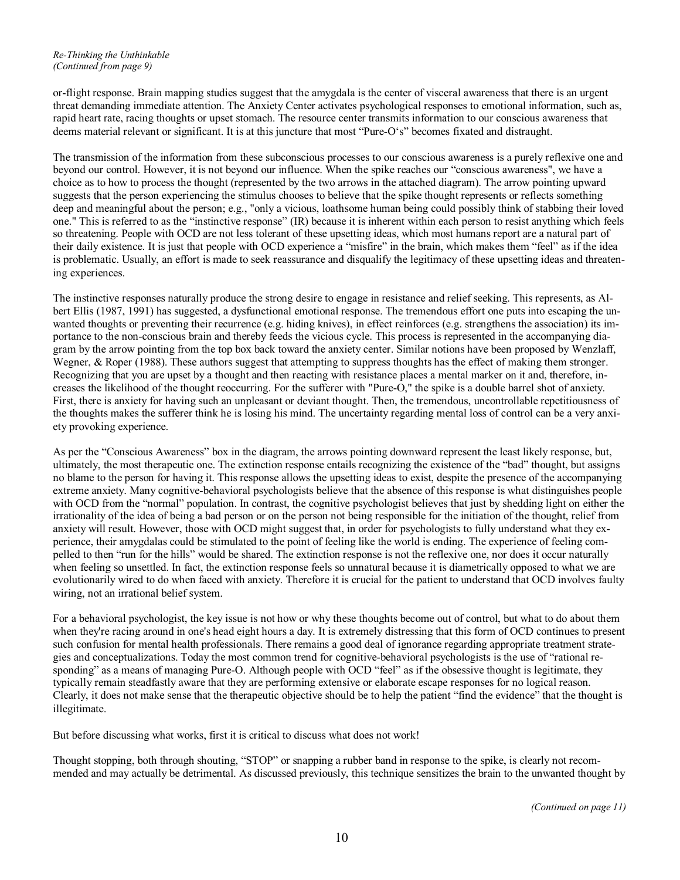*Re-Thinking the Unthinkable*
*(Continued from page 9)*

or-flight response. Brain mapping studies suggest that the amygdala is the center of visceral awareness that there is an urgent threat demanding immediate attention. The Anxiety Center activates psychological responses to emotional information, such as, rapid heart rate, racing thoughts or upset stomach. The resource center transmits information to our conscious awareness that deems material relevant or significant. It is at this juncture that most "Pure-O's" becomes fixated and distraught.

The transmission of the information from these subconscious processes to our conscious awareness is a purely reflexive one and beyond our control. However, it is not beyond our influence. When the spike reaches our "conscious awareness", we have a choice as to how to process the thought (represented by the two arrows in the attached diagram). The arrow pointing upward suggests that the person experiencing the stimulus chooses to believe that the spike thought represents or reflects something deep and meaningful about the person; e.g., "only a vicious, loathsome human being could possibly think of stabbing their loved one." This is referred to as the "instinctive response" (IR) because it is inherent within each person to resist anything which feels so threatening. People with OCD are not less tolerant of these upsetting ideas, which most humans report are a natural part of their daily existence. It is just that people with OCD experience a "misfire" in the brain, which makes them "feel" as if the idea is problematic. Usually, an effort is made to seek reassurance and disqualify the legitimacy of these upsetting ideas and threatening experiences.

The instinctive responses naturally produce the strong desire to engage in resistance and relief seeking. This represents, as Albert Ellis (1987, 1991) has suggested, a dysfunctional emotional response. The tremendous effort one puts into escaping the unwanted thoughts or preventing their recurrence (e.g. hiding knives), in effect reinforces (e.g. strengthens the association) its importance to the non-conscious brain and thereby feeds the vicious cycle. This process is represented in the accompanying diagram by the arrow pointing from the top box back toward the anxiety center. Similar notions have been proposed by Wenzlaff, Wegner, & Roper (1988). These authors suggest that attempting to suppress thoughts has the effect of making them stronger. Recognizing that you are upset by a thought and then reacting with resistance places a mental marker on it and, therefore, increases the likelihood of the thought reoccurring. For the sufferer with "Pure-O," the spike is a double barrel shot of anxiety. First, there is anxiety for having such an unpleasant or deviant thought. Then, the tremendous, uncontrollable repetitiousness of the thoughts makes the sufferer think he is losing his mind. The uncertainty regarding mental loss of control can be a very anxiety provoking experience.

As per the "Conscious Awareness" box in the diagram, the arrows pointing downward represent the least likely response, but, ultimately, the most therapeutic one. The extinction response entails recognizing the existence of the "bad" thought, but assigns no blame to the person for having it. This response allows the upsetting ideas to exist, despite the presence of the accompanying extreme anxiety. Many cognitive-behavioral psychologists believe that the absence of this response is what distinguishes people with OCD from the "normal" population. In contrast, the cognitive psychologist believes that just by shedding light on either the irrationality of the idea of being a bad person or on the person not being responsible for the initiation of the thought, relief from anxiety will result. However, those with OCD might suggest that, in order for psychologists to fully understand what they experience, their amygdalas could be stimulated to the point of feeling like the world is ending. The experience of feeling compelled to then "run for the hills" would be shared. The extinction response is not the reflexive one, nor does it occur naturally when feeling so unsettled. In fact, the extinction response feels so unnatural because it is diametrically opposed to what we are evolutionarily wired to do when faced with anxiety. Therefore it is crucial for the patient to understand that OCD involves faulty wiring, not an irrational belief system.

For a behavioral psychologist, the key issue is not how or why these thoughts become out of control, but what to do about them when they're racing around in one's head eight hours a day. It is extremely distressing that this form of OCD continues to present such confusion for mental health professionals. There remains a good deal of ignorance regarding appropriate treatment strategies and conceptualizations. Today the most common trend for cognitive-behavioral psychologists is the use of "rational responding" as a means of managing Pure-O. Although people with OCD "feel" as if the obsessive thought is legitimate, they typically remain steadfastly aware that they are performing extensive or elaborate escape responses for no logical reason. Clearly, it does not make sense that the therapeutic objective should be to help the patient "find the evidence" that the thought is illegitimate.

But before discussing what works, first it is critical to discuss what does not work!

Thought stopping, both through shouting, "STOP" or snapping a rubber band in response to the spike, is clearly not recommended and may actually be detrimental. As discussed previously, this technique sensitizes the brain to the unwanted thought by

*(Continued on page 11)*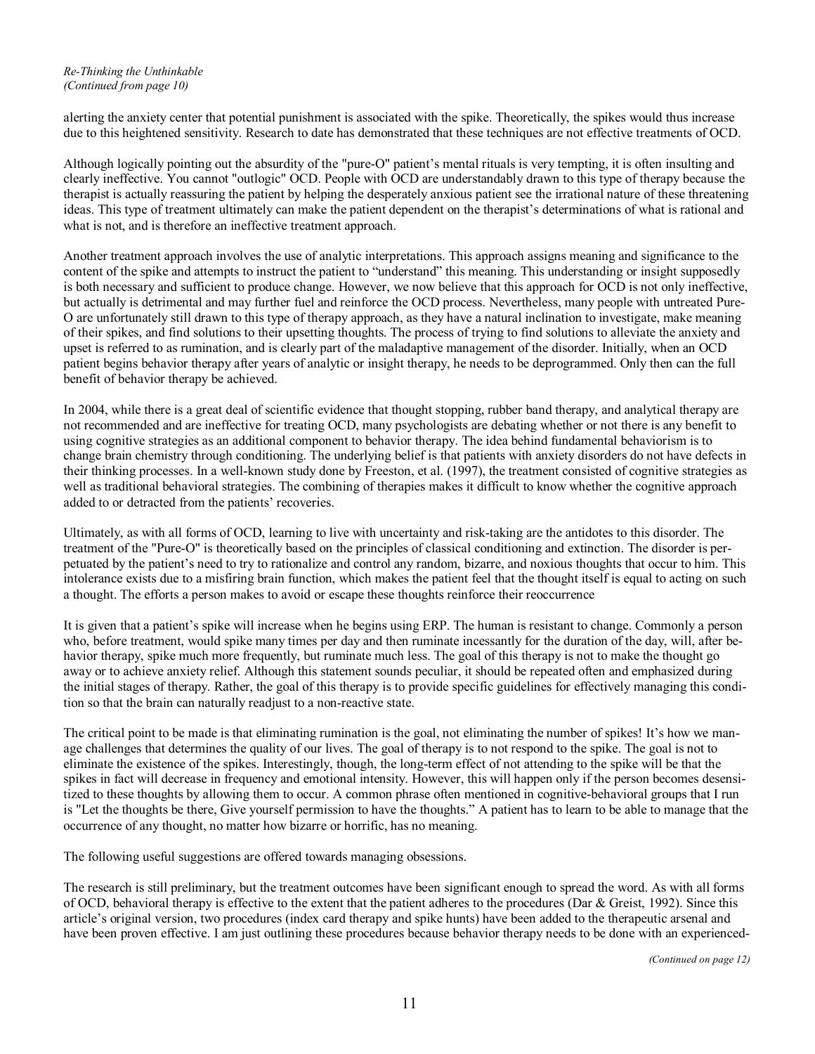*Re-Thinking the Unthinkable*
*(Continued from page 10)*

alerting the anxiety center that potential punishment is associated with the spike. Theoretically, the spikes would thus increase due to this heightened sensitivity. Research to date has demonstrated that these techniques are not effective treatments of OCD.

Although logically pointing out the absurdity of the "pure-O" patient's mental rituals is very tempting, it is often insulting and clearly ineffective. You cannot "outlogic" OCD. People with OCD are understandably drawn to this type of therapy because the therapist is actually reassuring the patient by helping the desperately anxious patient see the irrational nature of these threatening ideas. This type of treatment ultimately can make the patient dependent on the therapist's determinations of what is rational and what is not, and is therefore an ineffective treatment approach.

Another treatment approach involves the use of analytic interpretations. This approach assigns meaning and significance to the content of the spike and attempts to instruct the patient to "understand" this meaning. This understanding or insight supposedly is both necessary and sufficient to produce change. However, we now believe that this approach for OCD is not only ineffective, but actually is detrimental and may further fuel and reinforce the OCD process. Nevertheless, many people with untreated Pure-O are unfortunately still drawn to this type of therapy approach, as they have a natural inclination to investigate, make meaning of their spikes, and find solutions to their upsetting thoughts. The process of trying to find solutions to alleviate the anxiety and upset is referred to as rumination, and is clearly part of the maladaptive management of the disorder. Initially, when an OCD patient begins behavior therapy after years of analytic or insight therapy, he needs to be deprogrammed. Only then can the full benefit of behavior therapy be achieved.

In 2004, while there is a great deal of scientific evidence that thought stopping, rubber band therapy, and analytical therapy are not recommended and are ineffective for treating OCD, many psychologists are debating whether or not there is any benefit to using cognitive strategies as an additional component to behavior therapy. The idea behind fundamental behaviorism is to change brain chemistry through conditioning. The underlying belief is that patients with anxiety disorders do not have defects in their thinking processes. In a well-known study done by Freeston, et al. (1997), the treatment consisted of cognitive strategies as well as traditional behavioral strategies. The combining of therapies makes it difficult to know whether the cognitive approach added to or detracted from the patients' recoveries.

Ultimately, as with all forms of OCD, learning to live with uncertainty and risk-taking are the antidotes to this disorder. The treatment of the "Pure-O" is theoretically based on the principles of classical conditioning and extinction. The disorder is perpetuated by the patient's need to try to rationalize and control any random, bizarre, and noxious thoughts that occur to him. This intolerance exists due to a misfiring brain function, which makes the patient feel that the thought itself is equal to acting on such a thought. The efforts a person makes to avoid or escape these thoughts reinforce their reoccurrence

It is given that a patient's spike will increase when he begins using ERP. The human is resistant to change. Commonly a person who, before treatment, would spike many times per day and then ruminate incessantly for the duration of the day, will, after behavior therapy, spike much more frequently, but ruminate much less. The goal of this therapy is not to make the thought go away or to achieve anxiety relief. Although this statement sounds peculiar, it should be repeated often and emphasized during the initial stages of therapy. Rather, the goal of this therapy is to provide specific guidelines for effectively managing this condition so that the brain can naturally readjust to a non-reactive state.

The critical point to be made is that eliminating rumination is the goal, not eliminating the number of spikes! It's how we manage challenges that determines the quality of our lives. The goal of therapy is to not respond to the spike. The goal is not to eliminate the existence of the spikes. Interestingly, though, the long-term effect of not attending to the spike will be that the spikes in fact will decrease in frequency and emotional intensity. However, this will happen only if the person becomes desensitized to these thoughts by allowing them to occur. A common phrase often mentioned in cognitive-behavioral groups that I run is "Let the thoughts be there, Give yourself permission to have the thoughts." A patient has to learn to be able to manage that the occurrence of any thought, no matter how bizarre or horrific, has no meaning.

The following useful suggestions are offered towards managing obsessions.

The research is still preliminary, but the treatment outcomes have been significant enough to spread the word. As with all forms of OCD, behavioral therapy is effective to the extent that the patient adheres to the procedures (Dar & Greist, 1992). Since this article's original version, two procedures (index card therapy and spike hunts) have been added to the therapeutic arsenal and have been proven effective. I am just outlining these procedures because behavior therapy needs to be done with an experienced-

*(Continued on page 12)*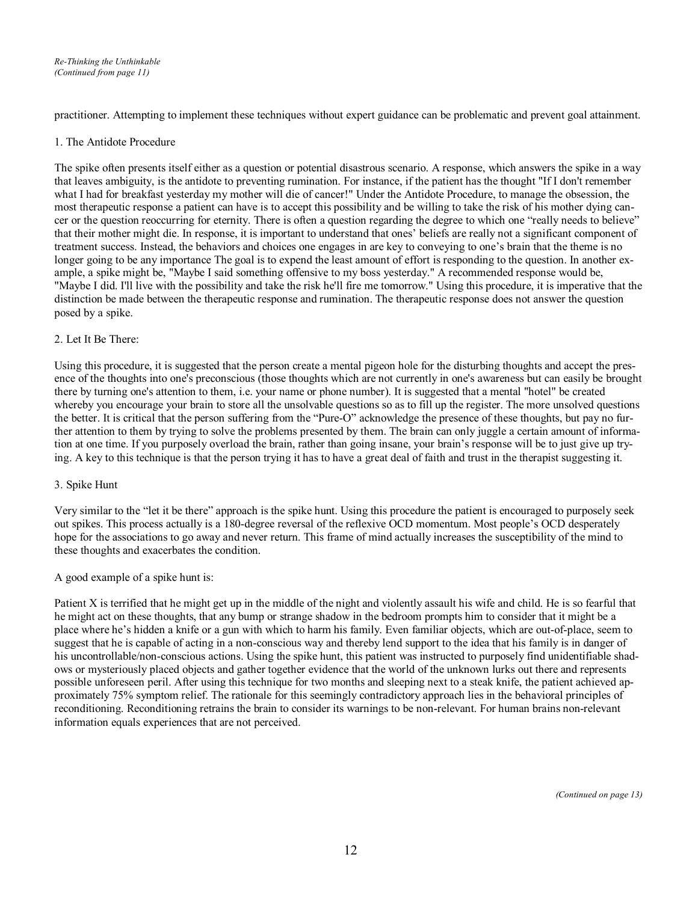practitioner. Attempting to implement these techniques without expert guidance can be problematic and prevent goal attainment.

1. The Antidote Procedure

The spike often presents itself either as a question or potential disastrous scenario. A response, which answers the spike in a way that leaves ambiguity, is the antidote to preventing rumination. For instance, if the patient has the thought "If I don't remember what I had for breakfast yesterday my mother will die of cancer!" Under the Antidote Procedure, to manage the obsession, the most therapeutic response a patient can have is to accept this possibility and be willing to take the risk of his mother dying cancer or the question reoccurring for eternity. There is often a question regarding the degree to which one "really needs to believe" that their mother might die. In response, it is important to understand that ones' beliefs are really not a significant component of treatment success. Instead, the behaviors and choices one engages in are key to conveying to one's brain that the theme is no longer going to be any importance The goal is to expend the least amount of effort is responding to the question. In another example, a spike might be, "Maybe I said something offensive to my boss yesterday." A recommended response would be, "Maybe I did. I'll live with the possibility and take the risk he'll fire me tomorrow." Using this procedure, it is imperative that the distinction be made between the therapeutic response and rumination. The therapeutic response does not answer the question posed by a spike.

2. Let It Be There:

Using this procedure, it is suggested that the person create a mental pigeon hole for the disturbing thoughts and accept the presence of the thoughts into one's preconscious (those thoughts which are not currently in one's awareness but can easily be brought there by turning one's attention to them, i.e. your name or phone number). It is suggested that a mental "hotel" be created whereby you encourage your brain to store all the unsolvable questions so as to fill up the register. The more unsolved questions the better. It is critical that the person suffering from the "Pure-O" acknowledge the presence of these thoughts, but pay no further attention to them by trying to solve the problems presented by them. The brain can only juggle a certain amount of information at one time. If you purposely overload the brain, rather than going insane, your brain's response will be to just give up trying. A key to this technique is that the person trying it has to have a great deal of faith and trust in the therapist suggesting it.

3. Spike Hunt

Very similar to the "let it be there" approach is the spike hunt. Using this procedure the patient is encouraged to purposely seek out spikes. This process actually is a 180-degree reversal of the reflexive OCD momentum. Most people's OCD desperately hope for the associations to go away and never return. This frame of mind actually increases the susceptibility of the mind to these thoughts and exacerbates the condition.

A good example of a spike hunt is:

Patient X is terrified that he might get up in the middle of the night and violently assault his wife and child. He is so fearful that he might act on these thoughts, that any bump or strange shadow in the bedroom prompts him to consider that it might be a place where he's hidden a knife or a gun with which to harm his family. Even familiar objects, which are out-of-place, seem to suggest that he is capable of acting in a non-conscious way and thereby lend support to the idea that his family is in danger of his uncontrollable/non-conscious actions. Using the spike hunt, this patient was instructed to purposely find unidentifiable shadows or mysteriously placed objects and gather together evidence that the world of the unknown lurks out there and represents possible unforeseen peril. After using this technique for two months and sleeping next to a steak knife, the patient achieved approximately 75% symptom relief. The rationale for this seemingly contradictory approach lies in the behavioral principles of reconditioning. Reconditioning retrains the brain to consider its warnings to be non-relevant. For human brains non-relevant information equals experiences that are not perceived.

*(Continued on page 13)*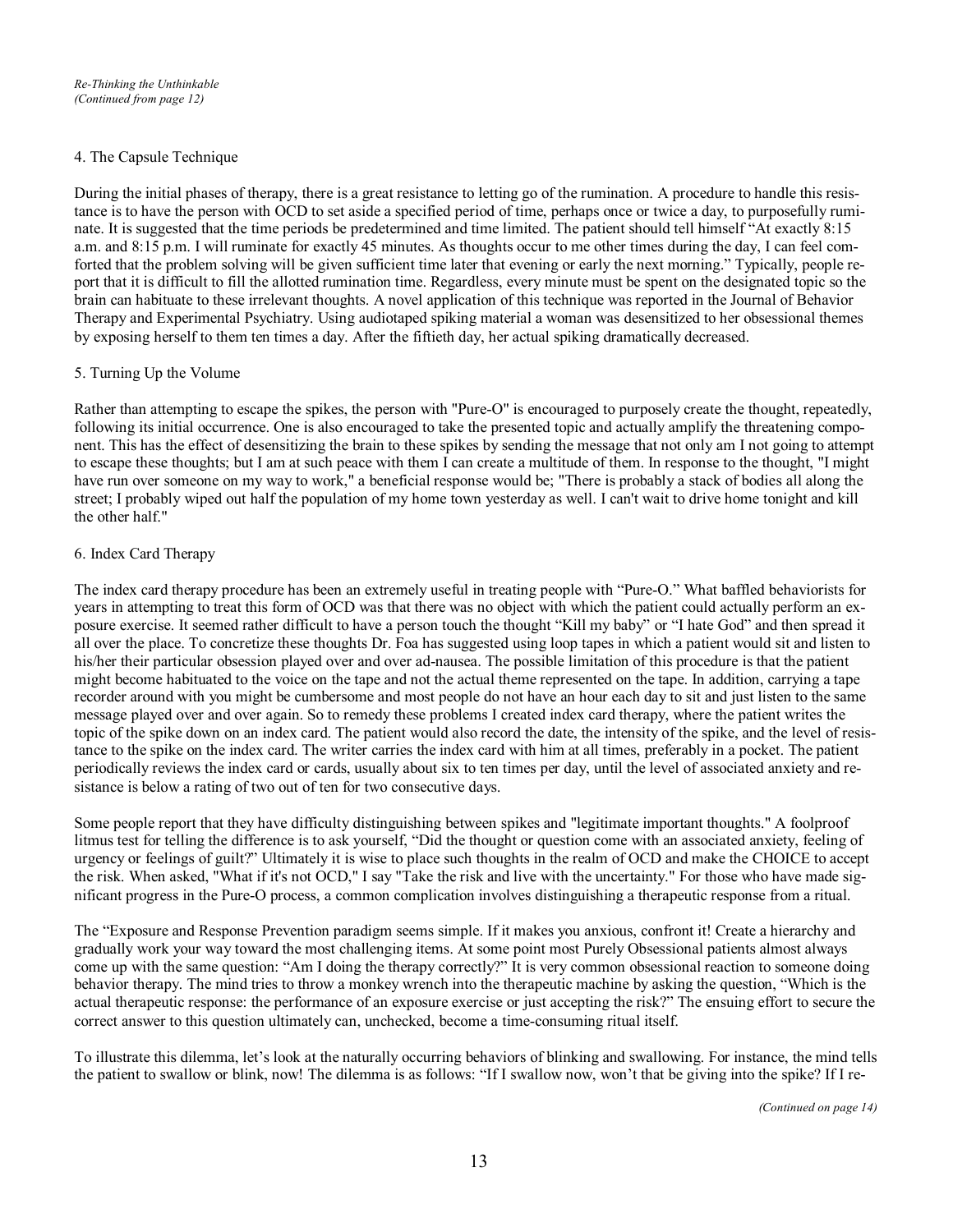*Re-Thinking the Unthinkable*
*(Continued from page 12)*

### 4. The Capsule Technique

During the initial phases of therapy, there is a great resistance to letting go of the rumination. A procedure to handle this resistance is to have the person with OCD to set aside a specified period of time, perhaps once or twice a day, to purposefully ruminate. It is suggested that the time periods be predetermined and time limited. The patient should tell himself "At exactly 8:15 a.m. and 8:15 p.m. I will ruminate for exactly 45 minutes. As thoughts occur to me other times during the day, I can feel comforted that the problem solving will be given sufficient time later that evening or early the next morning." Typically, people report that it is difficult to fill the allotted rumination time. Regardless, every minute must be spent on the designated topic so the brain can habituate to these irrelevant thoughts. A novel application of this technique was reported in the Journal of Behavior Therapy and Experimental Psychiatry. Using audiotaped spiking material a woman was desensitized to her obsessional themes by exposing herself to them ten times a day. After the fiftieth day, her actual spiking dramatically decreased.

### 5. Turning Up the Volume

Rather than attempting to escape the spikes, the person with "Pure-O" is encouraged to purposely create the thought, repeatedly, following its initial occurrence. One is also encouraged to take the presented topic and actually amplify the threatening component. This has the effect of desensitizing the brain to these spikes by sending the message that not only am I not going to attempt to escape these thoughts; but I am at such peace with them I can create a multitude of them. In response to the thought, "I might have run over someone on my way to work," a beneficial response would be; "There is probably a stack of bodies all along the street; I probably wiped out half the population of my home town yesterday as well. I can't wait to drive home tonight and kill the other half."

### 6. Index Card Therapy

The index card therapy procedure has been an extremely useful in treating people with "Pure-O." What baffled behaviorists for years in attempting to treat this form of OCD was that there was no object with which the patient could actually perform an exposure exercise. It seemed rather difficult to have a person touch the thought "Kill my baby" or "I hate God" and then spread it all over the place. To concretize these thoughts Dr. Foa has suggested using loop tapes in which a patient would sit and listen to his/her their particular obsession played over and over ad-nausea. The possible limitation of this procedure is that the patient might become habituated to the voice on the tape and not the actual theme represented on the tape. In addition, carrying a tape recorder around with you might be cumbersome and most people do not have an hour each day to sit and just listen to the same message played over and over again. So to remedy these problems I created index card therapy, where the patient writes the topic of the spike down on an index card. The patient would also record the date, the intensity of the spike, and the level of resistance to the spike on the index card. The writer carries the index card with him at all times, preferably in a pocket. The patient periodically reviews the index card or cards, usually about six to ten times per day, until the level of associated anxiety and resistance is below a rating of two out of ten for two consecutive days.

Some people report that they have difficulty distinguishing between spikes and "legitimate important thoughts." A foolproof litmus test for telling the difference is to ask yourself, "Did the thought or question come with an associated anxiety, feeling of urgency or feelings of guilt?" Ultimately it is wise to place such thoughts in the realm of OCD and make the CHOICE to accept the risk. When asked, "What if it's not OCD," I say "Take the risk and live with the uncertainty." For those who have made significant progress in the Pure-O process, a common complication involves distinguishing a therapeutic response from a ritual.

The "Exposure and Response Prevention paradigm seems simple. If it makes you anxious, confront it! Create a hierarchy and gradually work your way toward the most challenging items. At some point most Purely Obsessional patients almost always come up with the same question: "Am I doing the therapy correctly?" It is very common obsessional reaction to someone doing behavior therapy. The mind tries to throw a monkey wrench into the therapeutic machine by asking the question, "Which is the actual therapeutic response: the performance of an exposure exercise or just accepting the risk?" The ensuing effort to secure the correct answer to this question ultimately can, unchecked, become a time-consuming ritual itself.

To illustrate this dilemma, let's look at the naturally occurring behaviors of blinking and swallowing. For instance, the mind tells the patient to swallow or blink, now! The dilemma is as follows: "If I swallow now, won't that be giving into the spike? If I re-

*(Continued on page 14)*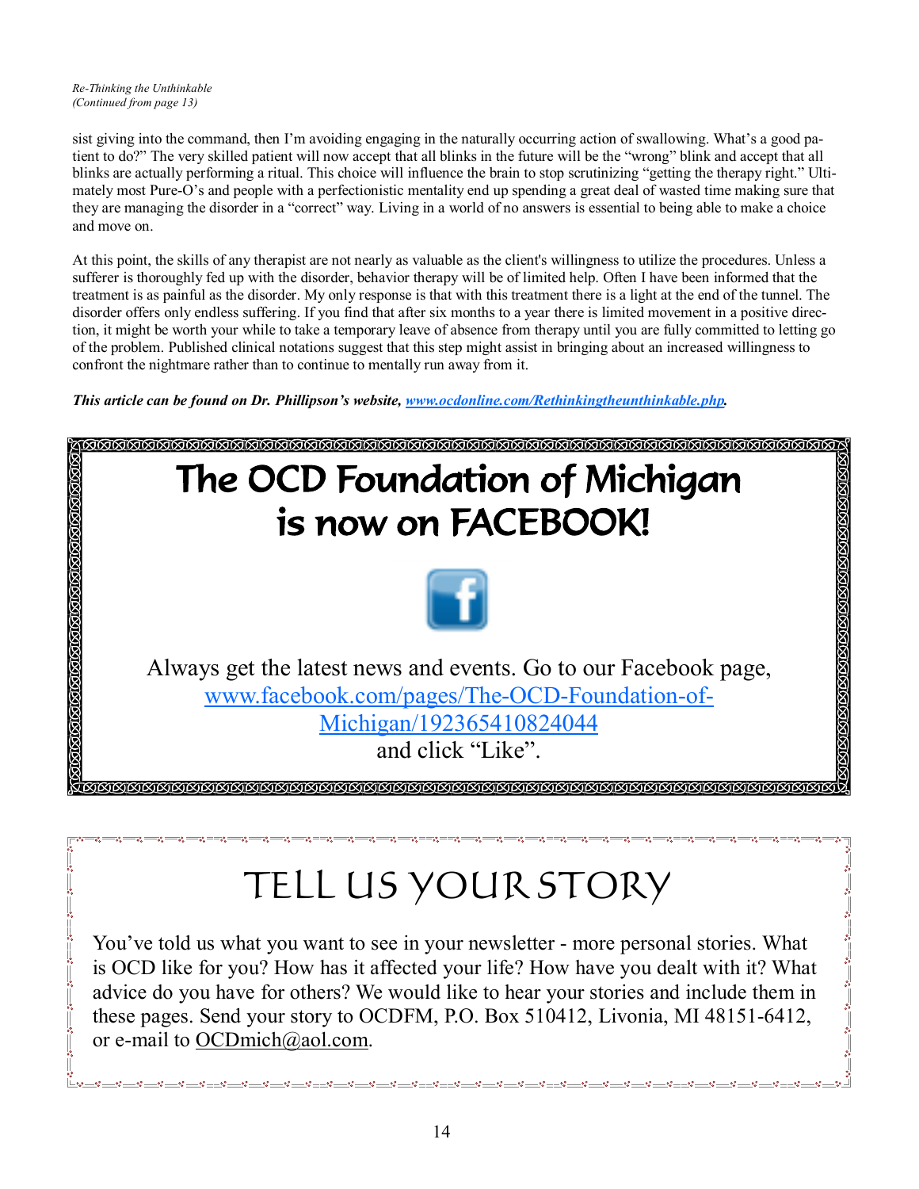*Re-Thinking the Unthinkable*
*(Continued from page 13)*

sist giving into the command, then I'm avoiding engaging in the naturally occurring action of swallowing. What's a good patient to do?" The very skilled patient will now accept that all blinks in the future will be the "wrong" blink and accept that all blinks are actually performing a ritual. This choice will influence the brain to stop scrutinizing "getting the therapy right." Ultimately most Pure-O's and people with a perfectionistic mentality end up spending a great deal of wasted time making sure that they are managing the disorder in a "correct" way. Living in a world of no answers is essential to being able to make a choice and move on.

At this point, the skills of any therapist are not nearly as valuable as the client's willingness to utilize the procedures. Unless a sufferer is thoroughly fed up with the disorder, behavior therapy will be of limited help. Often I have been informed that the treatment is as painful as the disorder. My only response is that with this treatment there is a light at the end of the tunnel. The disorder offers only endless suffering. If you find that after six months to a year there is limited movement in a positive direction, it might be worth your while to take a temporary leave of absence from therapy until you are fully committed to letting go of the problem. Published clinical notations suggest that this step might assist in bringing about an increased willingness to confront the nightmare rather than to continue to mentally run away from it.

***This article can be found on Dr. Phillipson's website, [www.ocdonline.com/Rethinkingtheunthinkable.php](www.ocdonline.com/Rethinkingtheunthinkable.php).***

# The OCD Foundation of Michigan is now on FACEBOOK!

Always get the latest news and events. Go to our Facebook page, [www.facebook.com/pages/The-OCD-Foundation-of-Michigan/192365410824044](www.facebook.com/pages/The-OCD-Foundation-of-Michigan/192365410824044) and click "Like".

# TELL US YOUR STORY

You've told us what you want to see in your newsletter - more personal stories. What is OCD like for you? How has it affected your life? How have you dealt with it? What advice do you have for others? We would like to hear your stories and include them in these pages. Send your story to OCDFM, P.O. Box 510412, Livonia, MI 48151-6412, or e-mail to OCDmich@aol.com.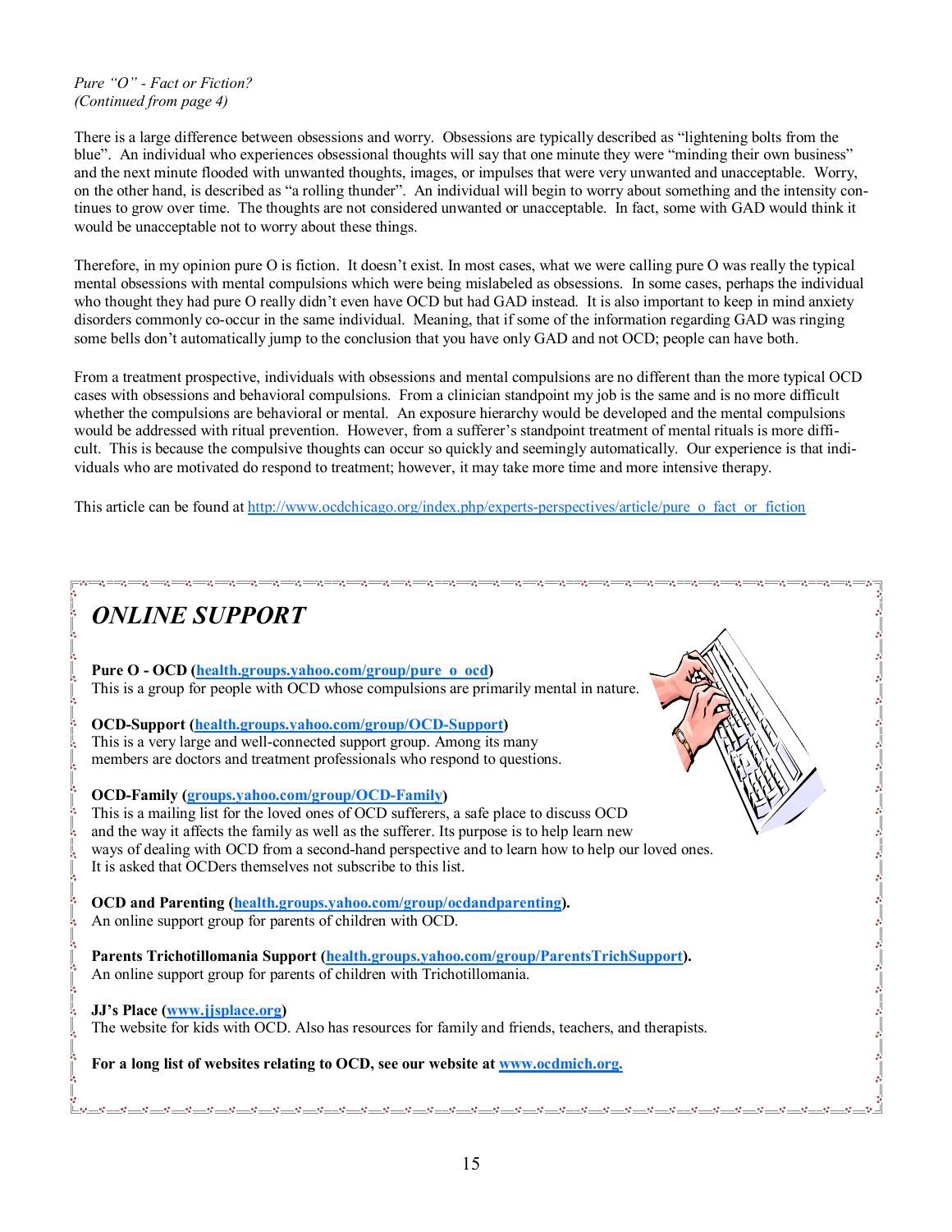*Pure "O" - Fact or Fiction?*
*(Continued from page 4)*

There is a large difference between obsessions and worry. Obsessions are typically described as "lightening bolts from the blue". An individual who experiences obsessional thoughts will say that one minute they were "minding their own business" and the next minute flooded with unwanted thoughts, images, or impulses that were very unwanted and unacceptable. Worry, on the other hand, is described as "a rolling thunder". An individual will begin to worry about something and the intensity continues to grow over time. The thoughts are not considered unwanted or unacceptable. In fact, some with GAD would think it would be unacceptable not to worry about these things.

Therefore, in my opinion pure O is fiction. It doesn't exist. In most cases, what we were calling pure O was really the typical mental obsessions with mental compulsions which were being mislabeled as obsessions. In some cases, perhaps the individual who thought they had pure O really didn't even have OCD but had GAD instead. It is also important to keep in mind anxiety disorders commonly co-occur in the same individual. Meaning, that if some of the information regarding GAD was ringing some bells don't automatically jump to the conclusion that you have only GAD and not OCD; people can have both.

From a treatment prospective, individuals with obsessions and mental compulsions are no different than the more typical OCD cases with obsessions and behavioral compulsions. From a clinician standpoint my job is the same and is no more difficult whether the compulsions are behavioral or mental. An exposure hierarchy would be developed and the mental compulsions would be addressed with ritual prevention. However, from a sufferer's standpoint treatment of mental rituals is more difficult. This is because the compulsive thoughts can occur so quickly and seemingly automatically. Our experience is that individuals who are motivated do respond to treatment; however, it may take more time and more intensive therapy.

This article can be found at http://www.ocdchicago.org/index.php/experts-perspectives/article/pure_o_fact_or_fiction

## *ONLINE SUPPORT*

**Pure O - OCD (health.groups.yahoo.com/group/pure_o_ocd)**
This is a group for people with OCD whose compulsions are primarily mental in nature.

**OCD-Support (health.groups.yahoo.com/group/OCD-Support)**
This is a very large and well-connected support group. Among its many members are doctors and treatment professionals who respond to questions.

**OCD-Family (groups.yahoo.com/group/OCD-Family)**
This is a mailing list for the loved ones of OCD sufferers, a safe place to discuss OCD and the way it affects the family as well as the sufferer. Its purpose is to help learn new ways of dealing with OCD from a second-hand perspective and to learn how to help our loved ones. It is asked that OCDers themselves not subscribe to this list.

**OCD and Parenting (health.groups.yahoo.com/group/ocdandparenting).**
An online support group for parents of children with OCD.

**Parents Trichotillomania Support (health.groups.yahoo.com/group/ParentsTrichSupport).**
An online support group for parents of children with Trichotillomania.

**JJ's Place (www.jjsplace.org)**
The website for kids with OCD. Also has resources for family and friends, teachers, and therapists.

**For a long list of websites relating to OCD, see our website at www.ocdmich.org.**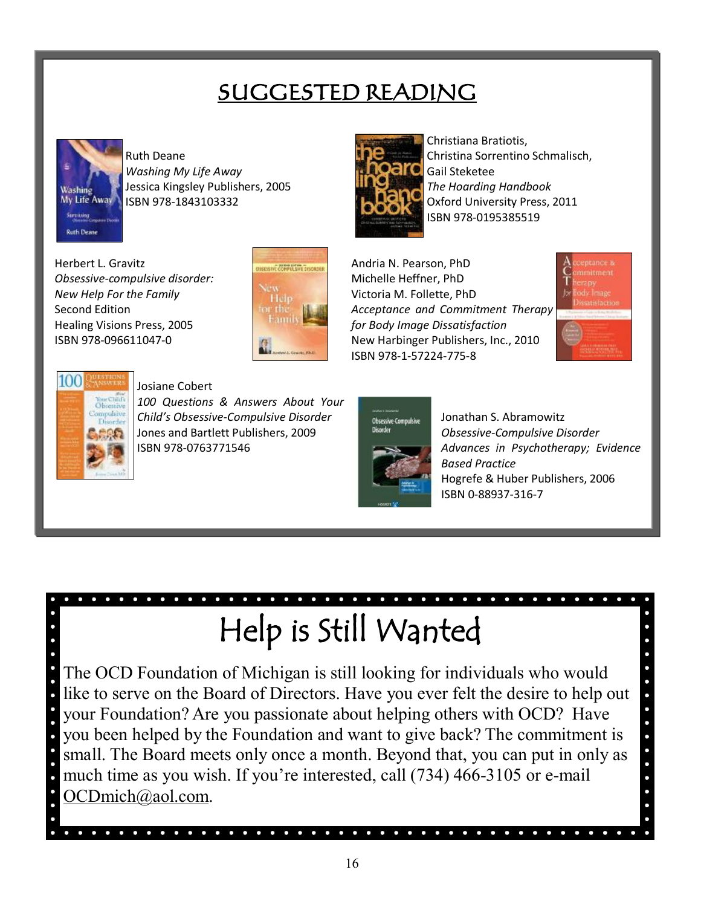# SUGGESTED READING

Ruth Deane
*Washing My Life Away*
Jessica Kingsley Publishers, 2005
ISBN 978-1843103332

Christiana Bratiotis,
Christina Sorrentino Schmalisch,
Gail Steketee
*The Hoarding Handbook*
Oxford University Press, 2011
ISBN 978-0195385519

Herbert L. Gravitz
*Obsessive-compulsive disorder: New Help For the Family*
Second Edition
Healing Visions Press, 2005
ISBN 978-096611047-0

Andria N. Pearson, PhD
Michelle Heffner, PhD
Victoria M. Follette, PhD
*Acceptance and Commitment Therapy for Body Image Dissatisfaction*
New Harbinger Publishers, Inc., 2010
ISBN 978-1-57224-775-8

Josiane Cobert
*100 Questions & Answers About Your Child's Obsessive-Compulsive Disorder*
Jones and Bartlett Publishers, 2009
ISBN 978-0763771546

Jonathan S. Abramowitz
*Obsessive-Compulsive Disorder Advances in Psychotherapy; Evidence Based Practice*
Hogrefe & Huber Publishers, 2006
ISBN 0-88937-316-7

# Help is Still Wanted

The OCD Foundation of Michigan is still looking for individuals who would like to serve on the Board of Directors. Have you ever felt the desire to help out your Foundation? Are you passionate about helping others with OCD? Have you been helped by the Foundation and want to give back? The commitment is small. The Board meets only once a month. Beyond that, you can put in only as much time as you wish. If you're interested, call (734) 466-3105 or e-mail OCDmich@aol.com.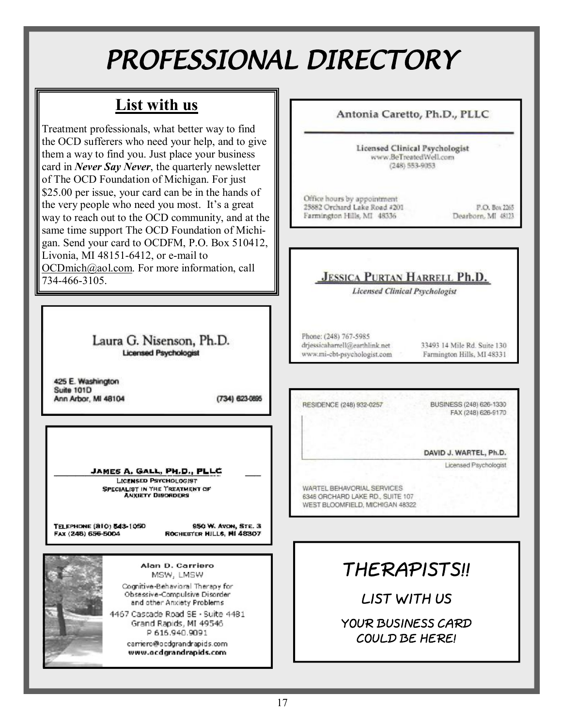# PROFESSIONAL DIRECTORY

## List with us

Treatment professionals, what better way to find the OCD sufferers who need your help, and to give them a way to find you. Just place your business card in ***Never Say Never***, the quarterly newsletter of The OCD Foundation of Michigan. For just $25.00 per issue, your card can be in the hands of the very people who need you most. It's a great way to reach out to the OCD community, and at the same time support The OCD Foundation of Michigan. Send your card to OCDFM, P.O. Box 510412, Livonia, MI 48151-6412, or e-mail to OCDmich@aol.com. For more information, call 734-466-3105.

---

**Antonia Caretto, Ph.D., PLLC**

Licensed Clinical Psychologist
www.BeTreatedWell.com
(248) 553-9053

Office hours by appointment
25882 Orchard Lake Road #201
Farmington Hills, MI 48336

P.O. Box 2265
Dearborn, MI 48123

---

**Laura G. Nisenson, Ph.D.**
Licensed Psychologist

425 E. Washington
Suite 101D
Ann Arbor, MI 48104
(734) 623-0695

---

**JESSICA PURTAN HARRELL Ph.D.**
*Licensed Clinical Psychologist*

Phone: (248) 767-5985
drjessicaharrell@earthlink.net
www.mi-cbt-psychologist.com

33493 14 Mile Rd. Suite 130
Farmington Hills, MI 48331

---

**JAMES A. GALL, PH.D., PLLC**
LICENSED PSYCHOLOGIST
SPECIALIST IN THE TREATMENT OF ANXIETY DISORDERS

TELEPHONE (810) 543-1050
FAX (248) 656-5004

950 W. AVON, STE. 3
ROCHESTER HILLS, MI 48307

---

RESIDENCE (248) 932-0257

BUSINESS (248) 626-1330
FAX (248) 626-9170

**DAVID J. WARTEL, Ph.D.**
Licensed Psychologist

WARTEL BEHAVORIAL SERVICES
6346 ORCHARD LAKE RD., SUITE 107
WEST BLOOMFIELD, MICHIGAN 48322

---

**Alan D. Carriero**
MSW, LMSW

Cognitive-Behavioral Therapy for Obsessive-Compulsive Disorder and other Anxiety Problems

4467 Cascade Road SE · Suite 4481
Grand Rapids, MI 49546
P 616.940.9091
carriero@ocdgrandrapids.com
**www.ocdgrandrapids.com**

---

## THERAPISTS!!

LIST WITH US

YOUR BUSINESS CARD COULD BE HERE!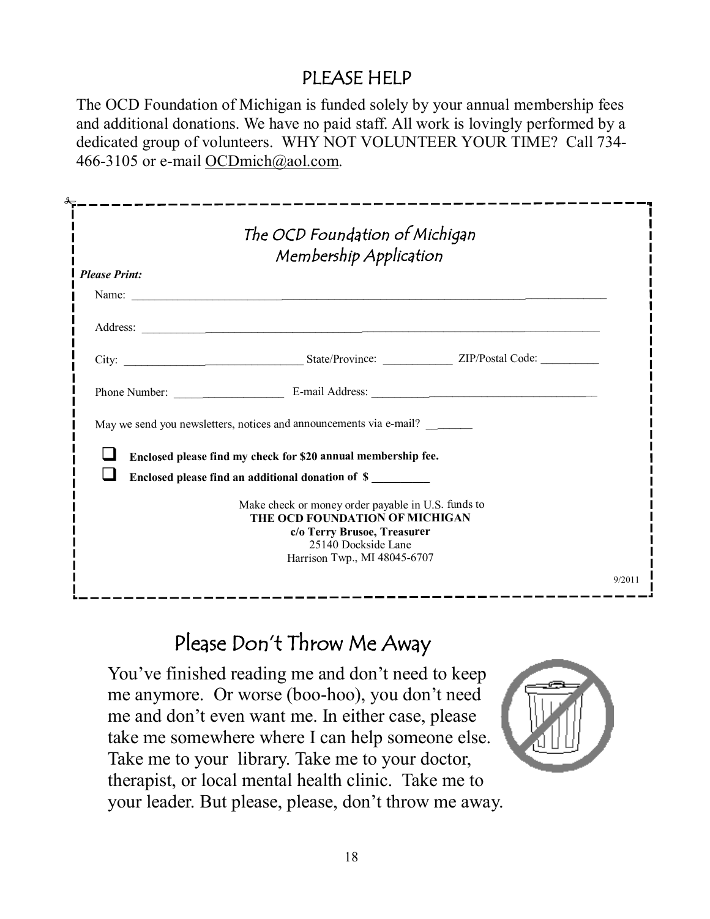## PLEASE HELP

The OCD Foundation of Michigan is funded solely by your annual membership fees and additional donations. We have no paid staff. All work is lovingly performed by a dedicated group of volunteers. WHY NOT VOLUNTEER YOUR TIME? Call 734-466-3105 or e-mail OCDmich@aol.com.

---

### The OCD Foundation of Michigan
### Membership Application

***Please Print:***

Name: ______________________________________________

Address: ______________________________________________

City: ____________________ State/Province: ____________ ZIP/Postal Code: __________

Phone Number: ______________ E-mail Address: ______________________________

May we send you newsletters, notices and announcements via e-mail? ________

- ☐ **Enclosed please find my check for $20 annual membership fee.**
- ☐ **Enclosed please find an additional donation of $ _________**

Make check or money order payable in U.S. funds to
**THE OCD FOUNDATION OF MICHIGAN**
**c/o Terry Brusoe, Treasurer**
25140 Dockside Lane
Harrison Twp., MI 48045-6707

9/2011

---

## Please Don't Throw Me Away

You've finished reading me and don't need to keep me anymore. Or worse (boo-hoo), you don't need me and don't even want me. In either case, please take me somewhere where I can help someone else. Take me to your library. Take me to your doctor, therapist, or local mental health clinic. Take me to your leader. But please, please, don't throw me away.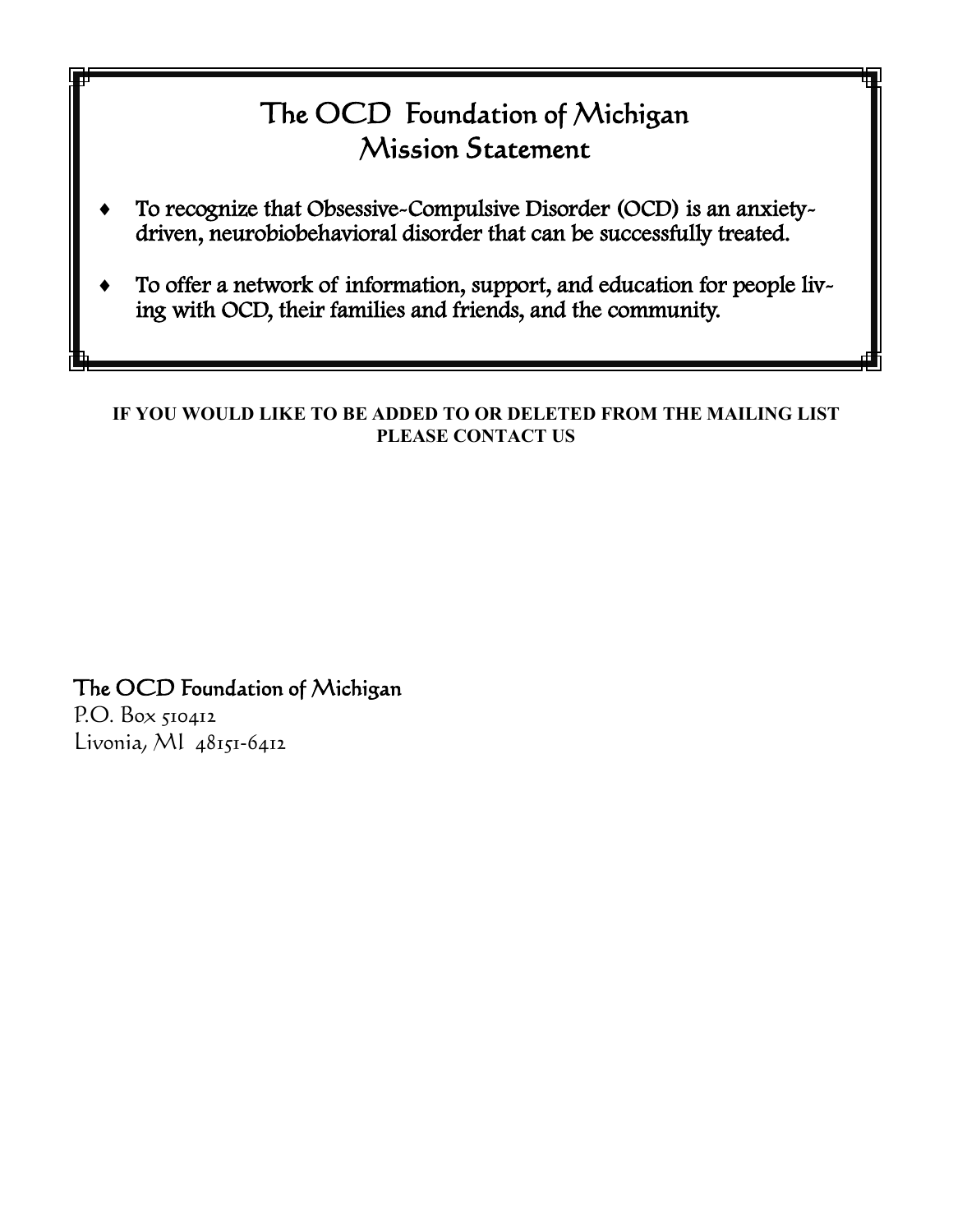## The OCD Foundation of Michigan Mission Statement

- To recognize that Obsessive-Compulsive Disorder (OCD) is an anxiety-driven, neurobiobehavioral disorder that can be successfully treated.
- To offer a network of information, support, and education for people living with OCD, their families and friends, and the community.

**IF YOU WOULD LIKE TO BE ADDED TO OR DELETED FROM THE MAILING LIST PLEASE CONTACT US**

The OCD Foundation of Michigan
P.O. Box 510412
Livonia, MI 48151-6412